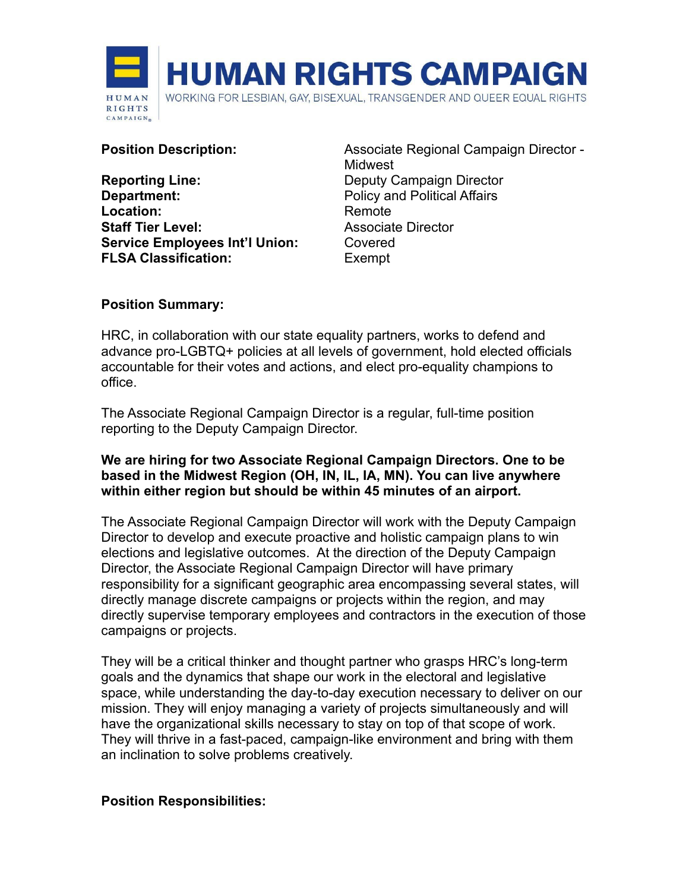# HUMAN RIGHTS CAMPAIGN

WORKING FOR LESBIAN, GAY, BISEXUAL, TRANSGENDER AND QUEER EQUAL RIGHTS

| | |
|---|---|
| **Position Description:** | Associate Regional Campaign Director - Midwest |
| **Reporting Line:** | Deputy Campaign Director |
| **Department:** | Policy and Political Affairs |
| **Location:** | Remote |
| **Staff Tier Level:** | Associate Director |
| **Service Employees Int'l Union:** | Covered |
| **FLSA Classification:** | Exempt |

**Position Summary:**

HRC, in collaboration with our state equality partners, works to defend and advance pro-LGBTQ+ policies at all levels of government, hold elected officials accountable for their votes and actions, and elect pro-equality champions to office.

The Associate Regional Campaign Director is a regular, full-time position reporting to the Deputy Campaign Director.

**We are hiring for two Associate Regional Campaign Directors. One to be based in the Midwest Region (OH, IN, IL, IA, MN). You can live anywhere within either region but should be within 45 minutes of an airport.**

The Associate Regional Campaign Director will work with the Deputy Campaign Director to develop and execute proactive and holistic campaign plans to win elections and legislative outcomes. At the direction of the Deputy Campaign Director, the Associate Regional Campaign Director will have primary responsibility for a significant geographic area encompassing several states, will directly manage discrete campaigns or projects within the region, and may directly supervise temporary employees and contractors in the execution of those campaigns or projects.

They will be a critical thinker and thought partner who grasps HRC's long-term goals and the dynamics that shape our work in the electoral and legislative space, while understanding the day-to-day execution necessary to deliver on our mission. They will enjoy managing a variety of projects simultaneously and will have the organizational skills necessary to stay on top of that scope of work. They will thrive in a fast-paced, campaign-like environment and bring with them an inclination to solve problems creatively.

**Position Responsibilities:**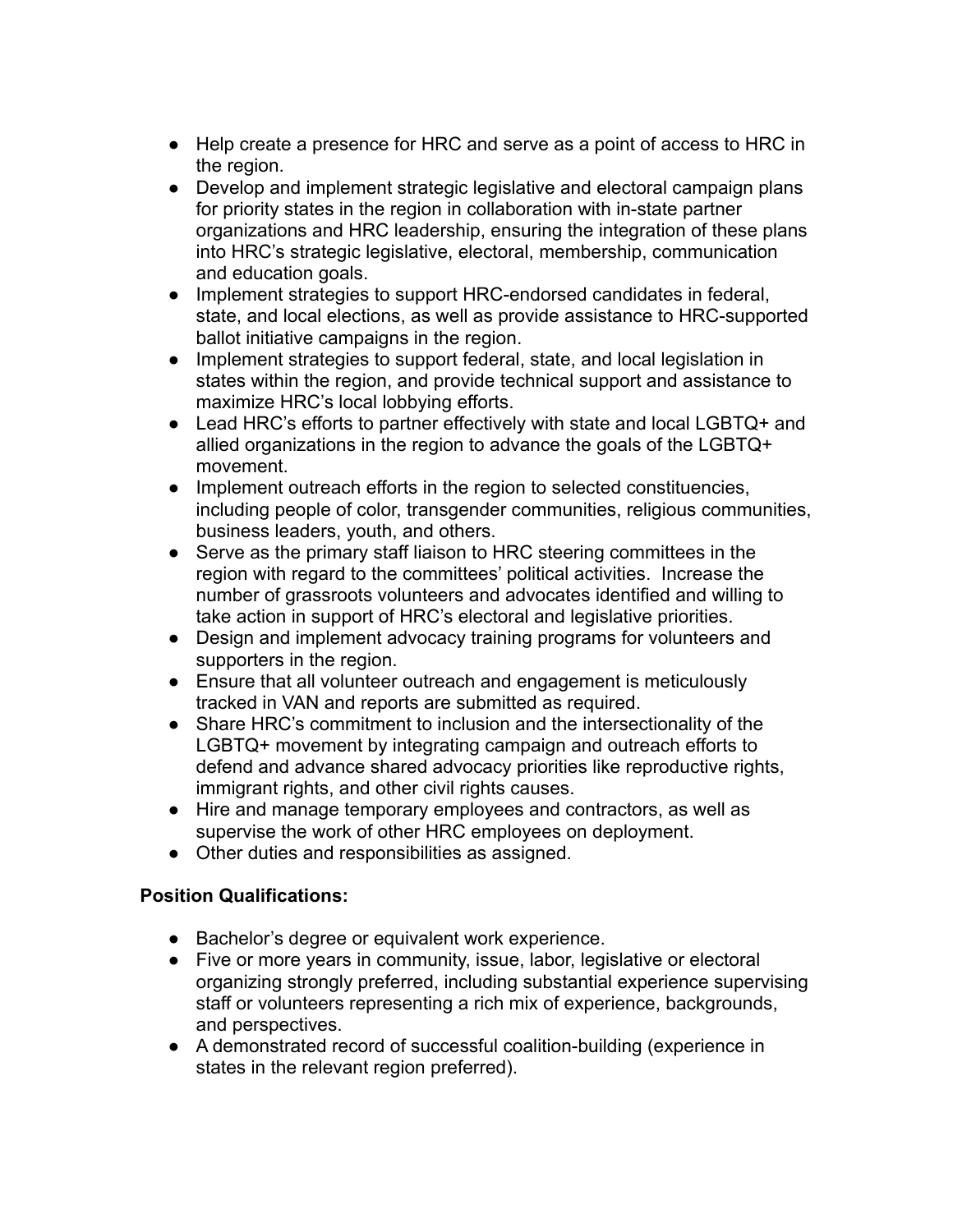- Help create a presence for HRC and serve as a point of access to HRC in the region.
- Develop and implement strategic legislative and electoral campaign plans for priority states in the region in collaboration with in-state partner organizations and HRC leadership, ensuring the integration of these plans into HRC's strategic legislative, electoral, membership, communication and education goals.
- Implement strategies to support HRC-endorsed candidates in federal, state, and local elections, as well as provide assistance to HRC-supported ballot initiative campaigns in the region.
- Implement strategies to support federal, state, and local legislation in states within the region, and provide technical support and assistance to maximize HRC's local lobbying efforts.
- Lead HRC's efforts to partner effectively with state and local LGBTQ+ and allied organizations in the region to advance the goals of the LGBTQ+ movement.
- Implement outreach efforts in the region to selected constituencies, including people of color, transgender communities, religious communities, business leaders, youth, and others.
- Serve as the primary staff liaison to HRC steering committees in the region with regard to the committees' political activities. Increase the number of grassroots volunteers and advocates identified and willing to take action in support of HRC's electoral and legislative priorities.
- Design and implement advocacy training programs for volunteers and supporters in the region.
- Ensure that all volunteer outreach and engagement is meticulously tracked in VAN and reports are submitted as required.
- Share HRC's commitment to inclusion and the intersectionality of the LGBTQ+ movement by integrating campaign and outreach efforts to defend and advance shared advocacy priorities like reproductive rights, immigrant rights, and other civil rights causes.
- Hire and manage temporary employees and contractors, as well as supervise the work of other HRC employees on deployment.
- Other duties and responsibilities as assigned.

**Position Qualifications:**

- Bachelor's degree or equivalent work experience.
- Five or more years in community, issue, labor, legislative or electoral organizing strongly preferred, including substantial experience supervising staff or volunteers representing a rich mix of experience, backgrounds, and perspectives.
- A demonstrated record of successful coalition-building (experience in states in the relevant region preferred).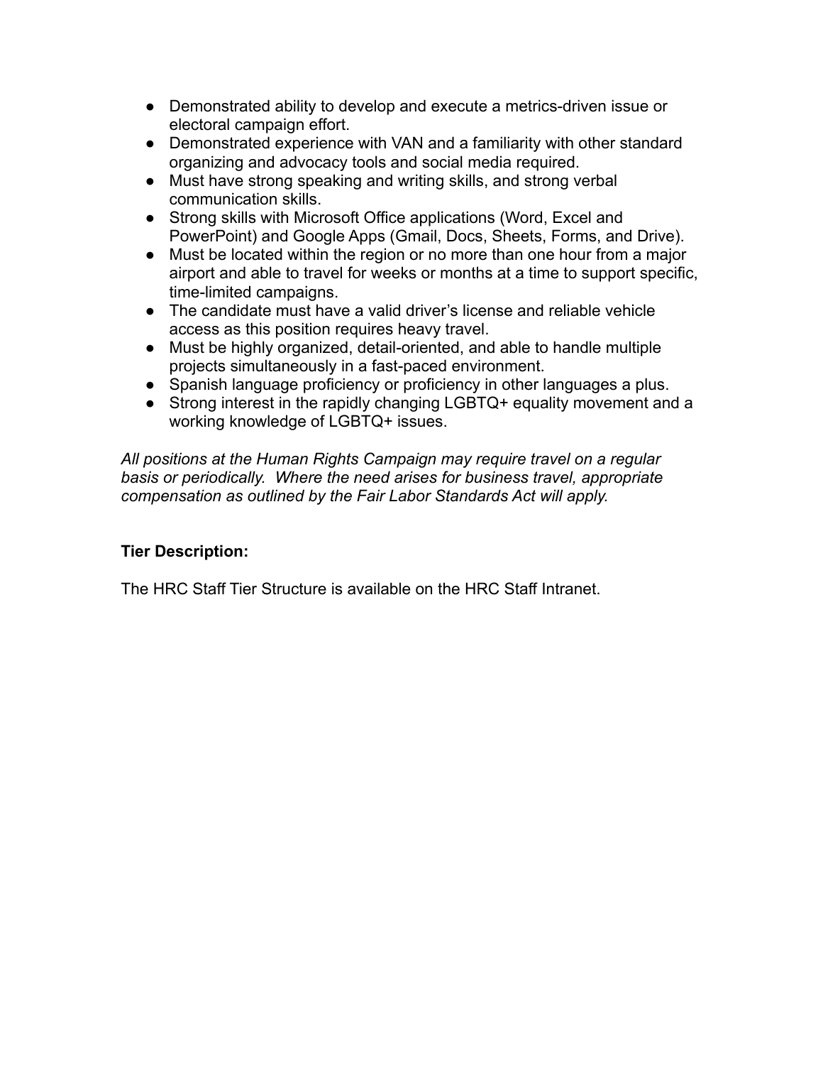- Demonstrated ability to develop and execute a metrics-driven issue or electoral campaign effort.
- Demonstrated experience with VAN and a familiarity with other standard organizing and advocacy tools and social media required.
- Must have strong speaking and writing skills, and strong verbal communication skills.
- Strong skills with Microsoft Office applications (Word, Excel and PowerPoint) and Google Apps (Gmail, Docs, Sheets, Forms, and Drive).
- Must be located within the region or no more than one hour from a major airport and able to travel for weeks or months at a time to support specific, time-limited campaigns.
- The candidate must have a valid driver's license and reliable vehicle access as this position requires heavy travel.
- Must be highly organized, detail-oriented, and able to handle multiple projects simultaneously in a fast-paced environment.
- Spanish language proficiency or proficiency in other languages a plus.
- Strong interest in the rapidly changing LGBTQ+ equality movement and a working knowledge of LGBTQ+ issues.

*All positions at the Human Rights Campaign may require travel on a regular basis or periodically. Where the need arises for business travel, appropriate compensation as outlined by the Fair Labor Standards Act will apply.*

**Tier Description:**

The HRC Staff Tier Structure is available on the HRC Staff Intranet.